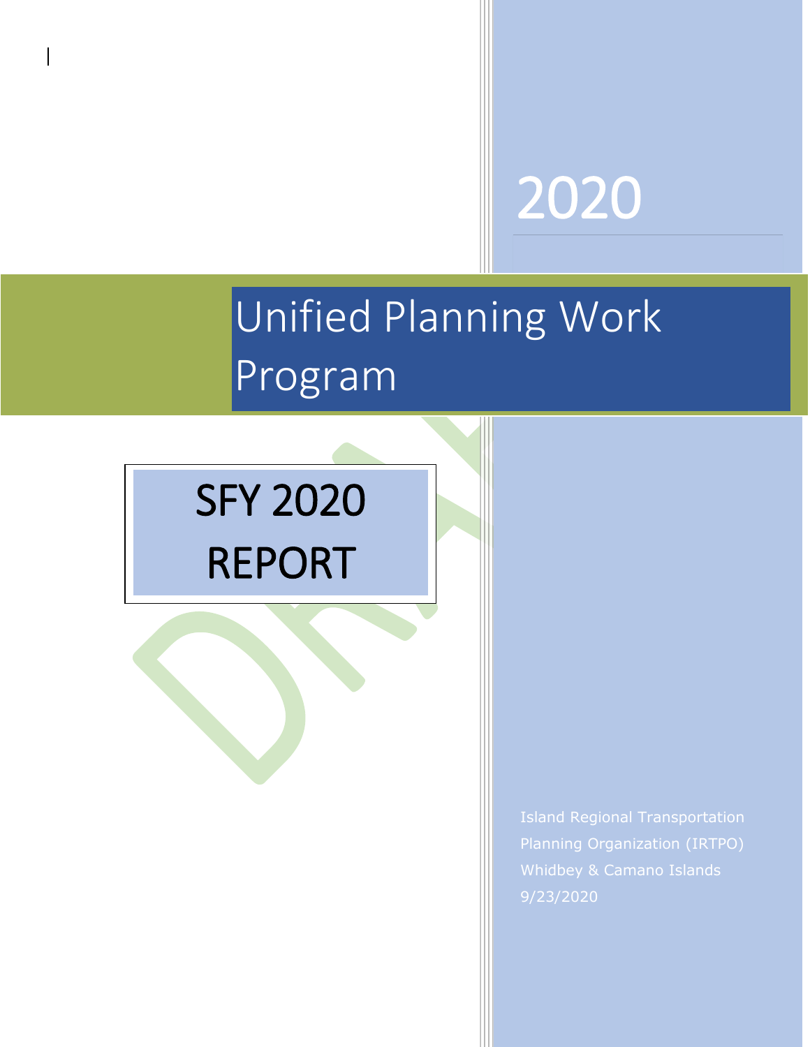2020

# Unified Planning Work Program

## SFY 2020 REPORT

Island Regional Transportation Planning Organization (IRTPO)
Whidbey & Camano Islands
9/23/2020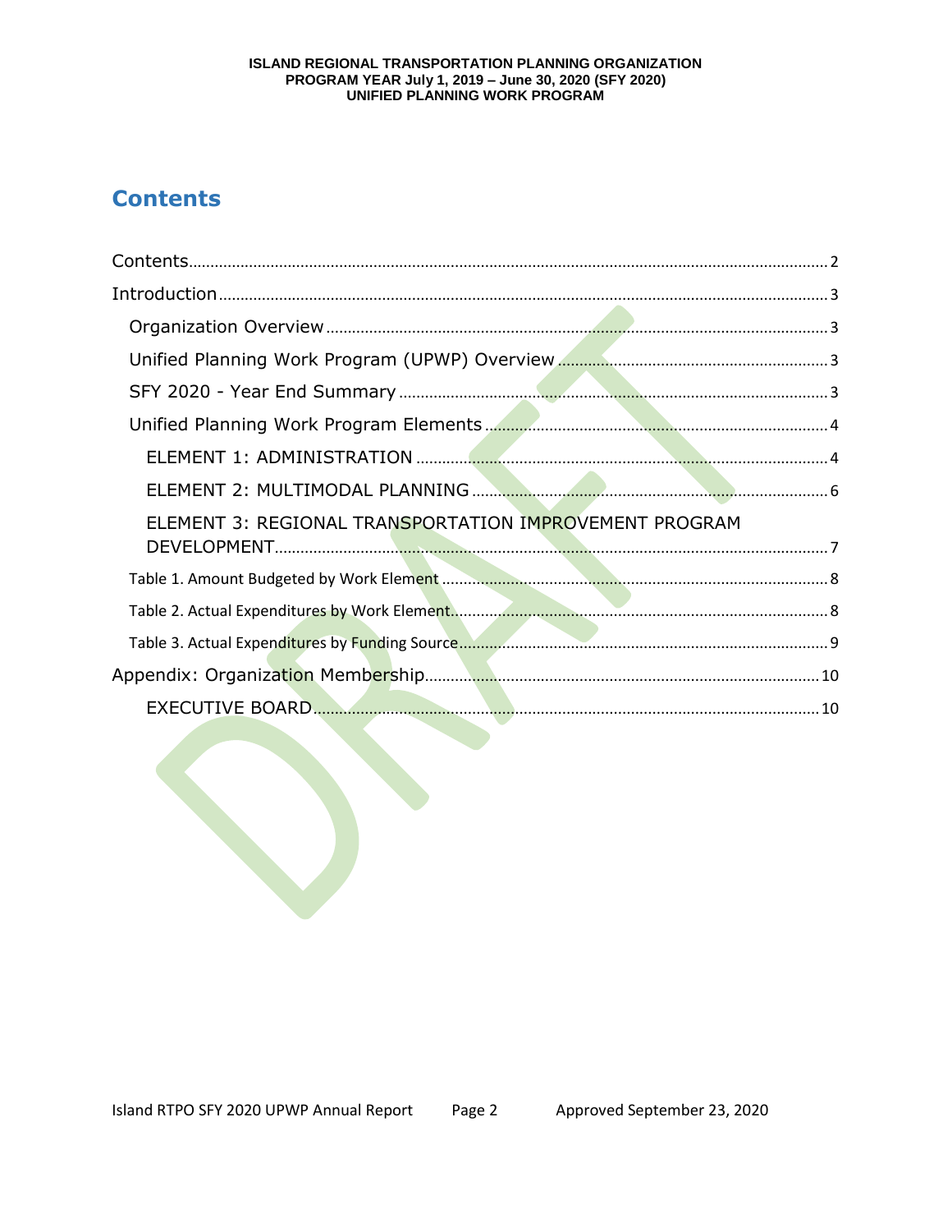# Contents

Contents ........................................................................................................ 2
Introduction ........................................................................................................ 3
- Organization Overview ........................................................................................................ 3
- Unified Planning Work Program (UPWP) Overview ........................................................................................................ 3
- SFY 2020 - Year End Summary ........................................................................................................ 3
- Unified Planning Work Program Elements ........................................................................................................ 4
  - ELEMENT 1: ADMINISTRATION ........................................................................................................ 4
  - ELEMENT 2: MULTIMODAL PLANNING ........................................................................................................ 6
  - ELEMENT 3: REGIONAL TRANSPORTATION IMPROVEMENT PROGRAM DEVELOPMENT ........................................................................................................ 7
- Table 1. Amount Budgeted by Work Element ........................................................................................................ 8
- Table 2. Actual Expenditures by Work Element ........................................................................................................ 8
- Table 3. Actual Expenditures by Funding Source ........................................................................................................ 9

Appendix: Organization Membership ........................................................................................................ 10
  - EXECUTIVE BOARD ........................................................................................................ 10

DRAFT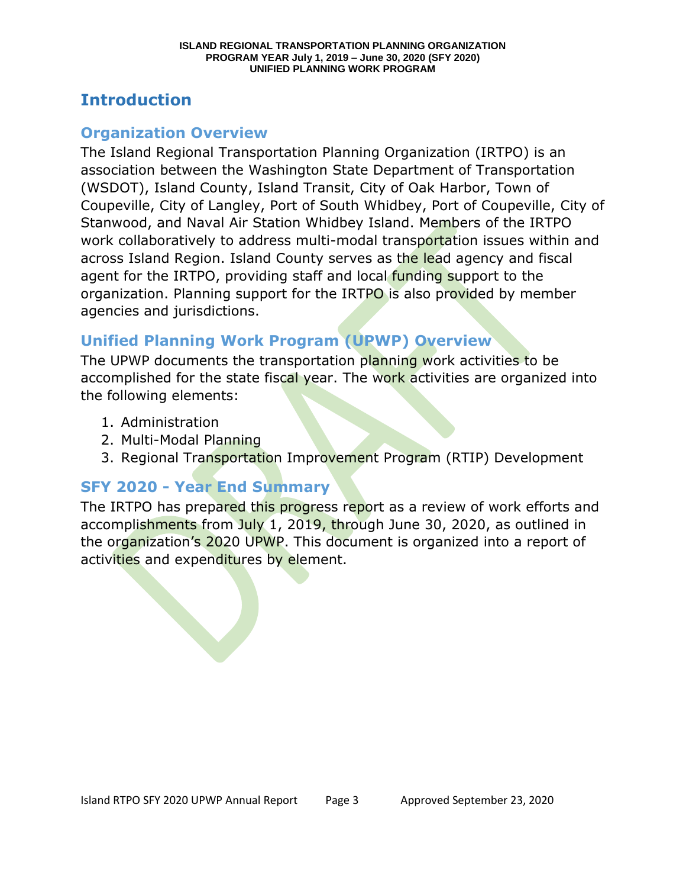# Introduction

## Organization Overview

The Island Regional Transportation Planning Organization (IRTPO) is an association between the Washington State Department of Transportation (WSDOT), Island County, Island Transit, City of Oak Harbor, Town of Coupeville, City of Langley, Port of South Whidbey, Port of Coupeville, City of Stanwood, and Naval Air Station Whidbey Island. Members of the IRTPO work collaboratively to address multi-modal transportation issues within and across Island Region. Island County serves as the lead agency and fiscal agent for the IRTPO, providing staff and local funding support to the organization. Planning support for the IRTPO is also provided by member agencies and jurisdictions.

## Unified Planning Work Program (UPWP) Overview

The UPWP documents the transportation planning work activities to be accomplished for the state fiscal year. The work activities are organized into the following elements:

1. Administration
2. Multi-Modal Planning
3. Regional Transportation Improvement Program (RTIP) Development

## SFY 2020 - Year End Summary

The IRTPO has prepared this progress report as a review of work efforts and accomplishments from July 1, 2019, through June 30, 2020, as outlined in the organization's 2020 UPWP. This document is organized into a report of activities and expenditures by element.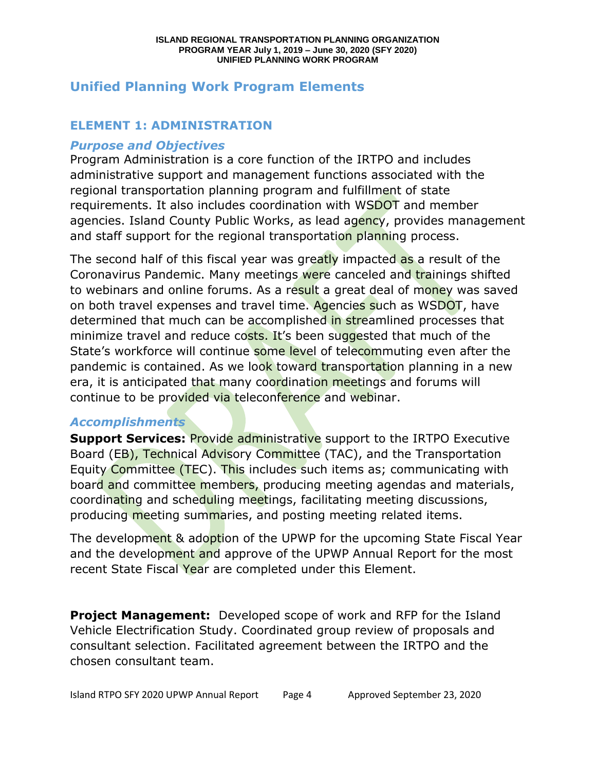## Unified Planning Work Program Elements

### ELEMENT 1: ADMINISTRATION

#### *Purpose and Objectives*

Program Administration is a core function of the IRTPO and includes administrative support and management functions associated with the regional transportation planning program and fulfillment of state requirements. It also includes coordination with WSDOT and member agencies. Island County Public Works, as lead agency, provides management and staff support for the regional transportation planning process.

The second half of this fiscal year was greatly impacted as a result of the Coronavirus Pandemic. Many meetings were canceled and trainings shifted to webinars and online forums. As a result a great deal of money was saved on both travel expenses and travel time. Agencies such as WSDOT, have determined that much can be accomplished in streamlined processes that minimize travel and reduce costs. It's been suggested that much of the State's workforce will continue some level of telecommuting even after the pandemic is contained. As we look toward transportation planning in a new era, it is anticipated that many coordination meetings and forums will continue to be provided via teleconference and webinar.

#### *Accomplishments*

**Support Services:** Provide administrative support to the IRTPO Executive Board (EB), Technical Advisory Committee (TAC), and the Transportation Equity Committee (TEC). This includes such items as; communicating with board and committee members, producing meeting agendas and materials, coordinating and scheduling meetings, facilitating meeting discussions, producing meeting summaries, and posting meeting related items.

The development & adoption of the UPWP for the upcoming State Fiscal Year and the development and approve of the UPWP Annual Report for the most recent State Fiscal Year are completed under this Element.

**Project Management:** Developed scope of work and RFP for the Island Vehicle Electrification Study. Coordinated group review of proposals and consultant selection. Facilitated agreement between the IRTPO and the chosen consultant team.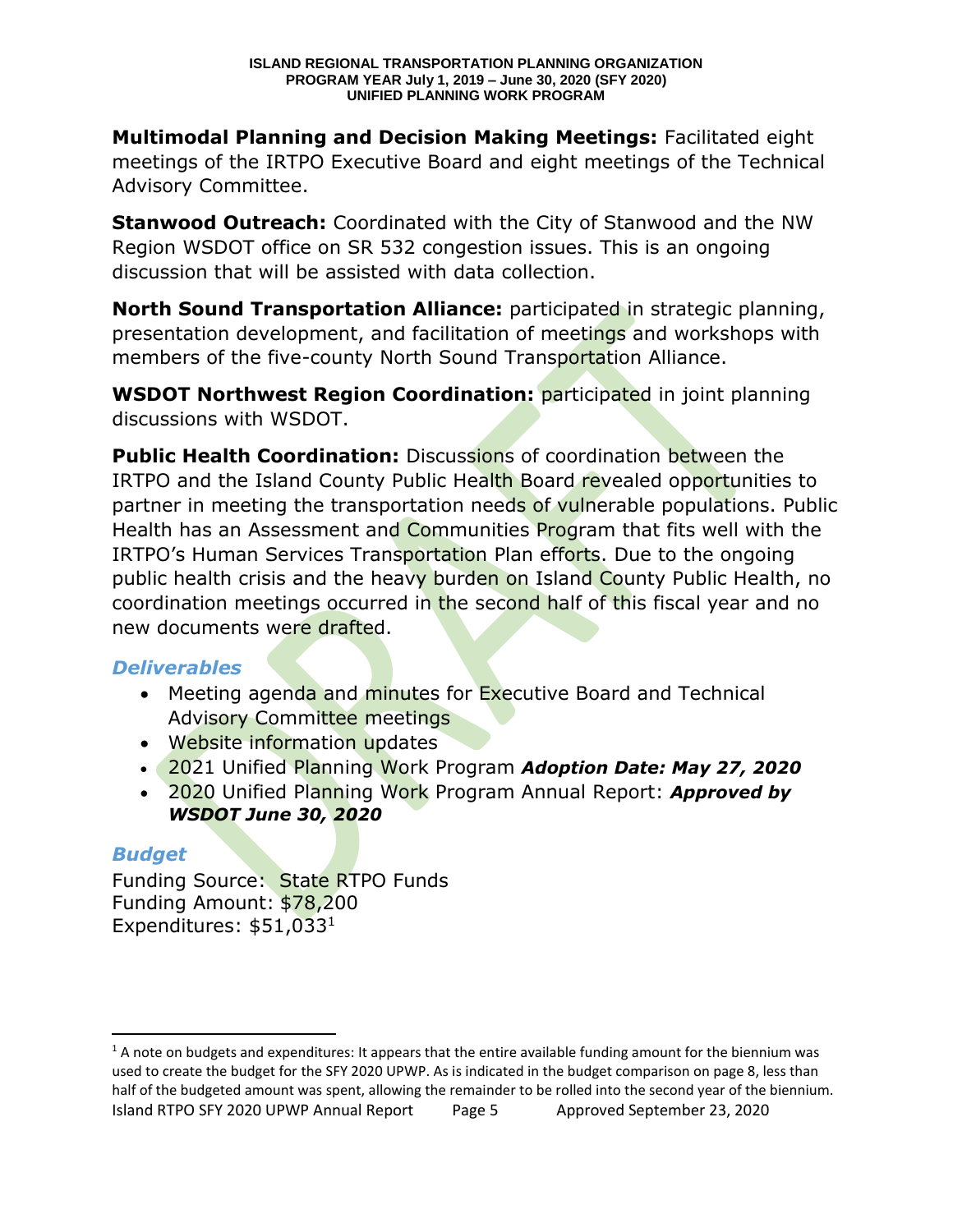**Multimodal Planning and Decision Making Meetings:** Facilitated eight meetings of the IRTPO Executive Board and eight meetings of the Technical Advisory Committee.

**Stanwood Outreach:** Coordinated with the City of Stanwood and the NW Region WSDOT office on SR 532 congestion issues. This is an ongoing discussion that will be assisted with data collection.

**North Sound Transportation Alliance:** participated in strategic planning, presentation development, and facilitation of meetings and workshops with members of the five-county North Sound Transportation Alliance.

**WSDOT Northwest Region Coordination:** participated in joint planning discussions with WSDOT.

**Public Health Coordination:** Discussions of coordination between the IRTPO and the Island County Public Health Board revealed opportunities to partner in meeting the transportation needs of vulnerable populations. Public Health has an Assessment and Communities Program that fits well with the IRTPO's Human Services Transportation Plan efforts. Due to the ongoing public health crisis and the heavy burden on Island County Public Health, no coordination meetings occurred in the second half of this fiscal year and no new documents were drafted.

### *Deliverables*

- Meeting agenda and minutes for Executive Board and Technical Advisory Committee meetings
- Website information updates
- 2021 Unified Planning Work Program ***Adoption Date: May 27, 2020***
- 2020 Unified Planning Work Program Annual Report: ***Approved by WSDOT June 30, 2020***

### *Budget*

Funding Source: State RTPO Funds
Funding Amount: $78,200
Expenditures: $51,033[1]

[1] A note on budgets and expenditures: It appears that the entire available funding amount for the biennium was used to create the budget for the SFY 2020 UPWP. As is indicated in the budget comparison on page 8, less than half of the budgeted amount was spent, allowing the remainder to be rolled into the second year of the biennium.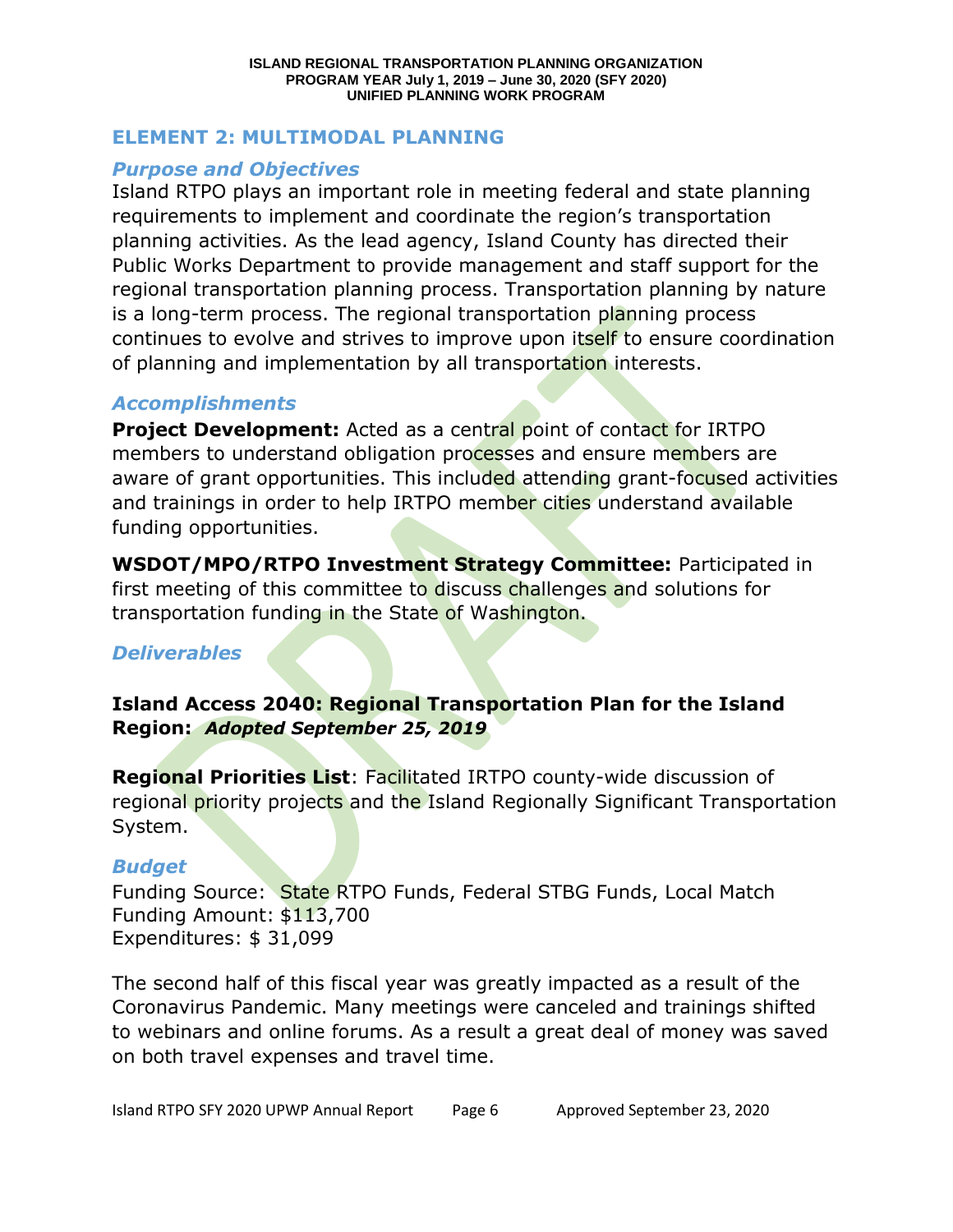## ELEMENT 2: MULTIMODAL PLANNING

### *Purpose and Objectives*

Island RTPO plays an important role in meeting federal and state planning requirements to implement and coordinate the region's transportation planning activities. As the lead agency, Island County has directed their Public Works Department to provide management and staff support for the regional transportation planning process. Transportation planning by nature is a long-term process. The regional transportation planning process continues to evolve and strives to improve upon itself to ensure coordination of planning and implementation by all transportation interests.

### *Accomplishments*

**Project Development:** Acted as a central point of contact for IRTPO members to understand obligation processes and ensure members are aware of grant opportunities. This included attending grant-focused activities and trainings in order to help IRTPO member cities understand available funding opportunities.

**WSDOT/MPO/RTPO Investment Strategy Committee:** Participated in first meeting of this committee to discuss challenges and solutions for transportation funding in the State of Washington.

### *Deliverables*

**Island Access 2040: Regional Transportation Plan for the Island Region:** ***Adopted September 25, 2019***

**Regional Priorities List**: Facilitated IRTPO county-wide discussion of regional priority projects and the Island Regionally Significant Transportation System.

### *Budget*

Funding Source: State RTPO Funds, Federal STBG Funds, Local Match
Funding Amount: $113,700
Expenditures: $ 31,099

The second half of this fiscal year was greatly impacted as a result of the Coronavirus Pandemic. Many meetings were canceled and trainings shifted to webinars and online forums. As a result a great deal of money was saved on both travel expenses and travel time.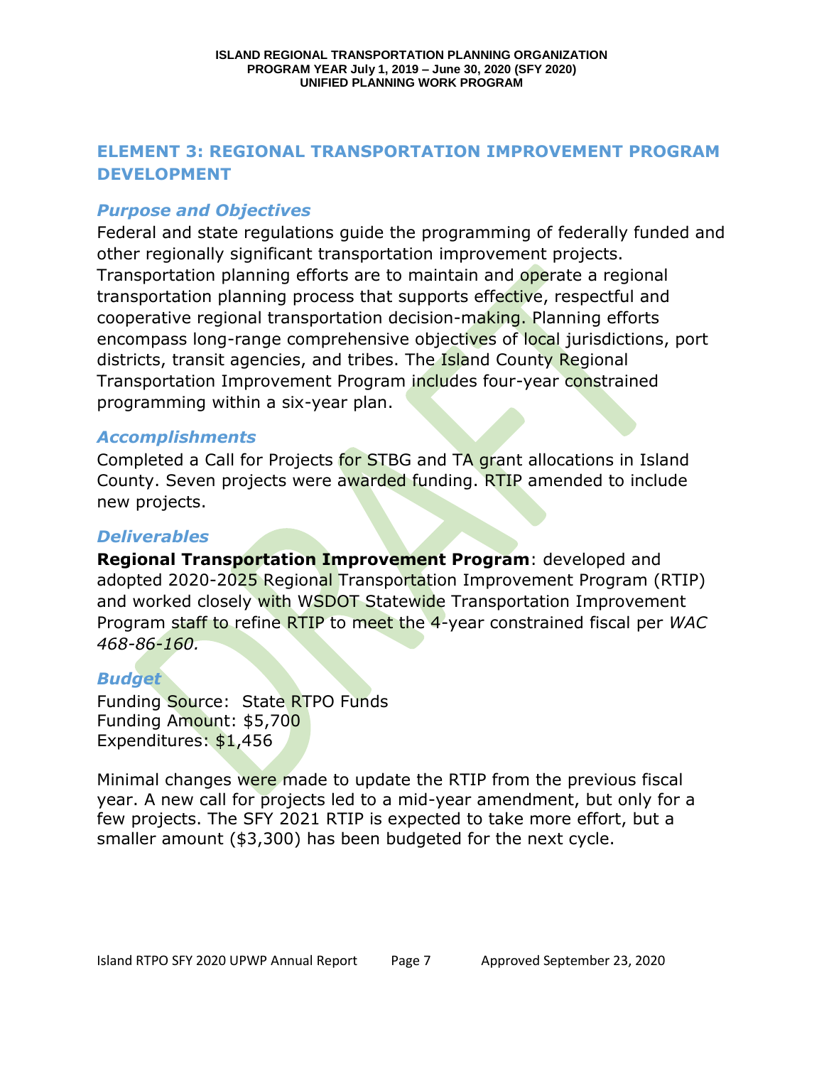## ELEMENT 3: REGIONAL TRANSPORTATION IMPROVEMENT PROGRAM DEVELOPMENT

### *Purpose and Objectives*

Federal and state regulations guide the programming of federally funded and other regionally significant transportation improvement projects. Transportation planning efforts are to maintain and operate a regional transportation planning process that supports effective, respectful and cooperative regional transportation decision-making. Planning efforts encompass long-range comprehensive objectives of local jurisdictions, port districts, transit agencies, and tribes. The Island County Regional Transportation Improvement Program includes four-year constrained programming within a six-year plan.

### *Accomplishments*

Completed a Call for Projects for STBG and TA grant allocations in Island County. Seven projects were awarded funding. RTIP amended to include new projects.

### *Deliverables*

**Regional Transportation Improvement Program**: developed and adopted 2020-2025 Regional Transportation Improvement Program (RTIP) and worked closely with WSDOT Statewide Transportation Improvement Program staff to refine RTIP to meet the 4-year constrained fiscal per *WAC 468-86-160.*

### *Budget*

Funding Source: State RTPO Funds
Funding Amount: $5,700
Expenditures: $1,456

Minimal changes were made to update the RTIP from the previous fiscal year. A new call for projects led to a mid-year amendment, but only for a few projects. The SFY 2021 RTIP is expected to take more effort, but a smaller amount ($3,300) has been budgeted for the next cycle.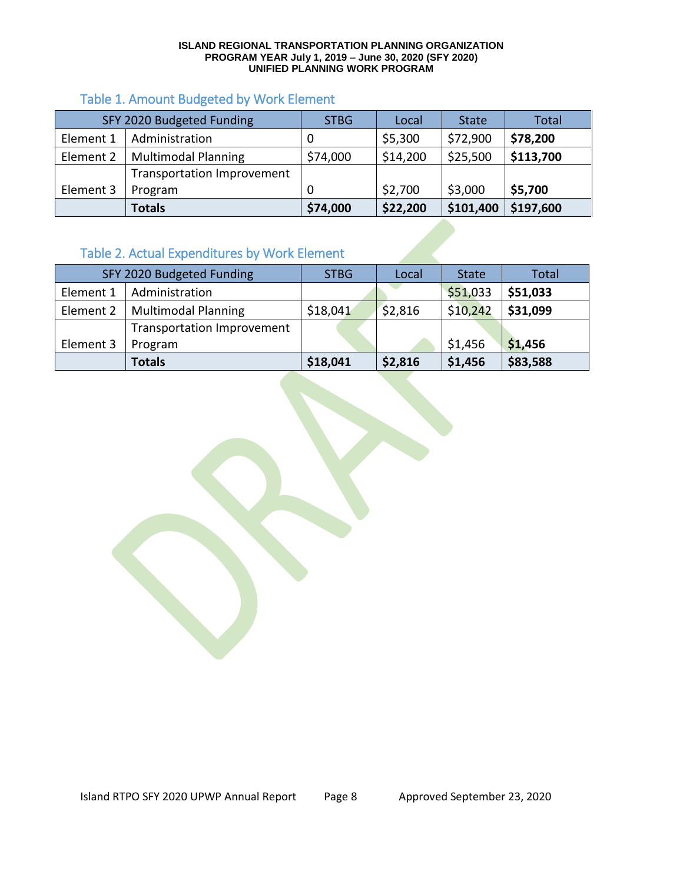### Table 1. Amount Budgeted by Work Element

| SFY 2020 Budgeted Funding | | STBG | Local | State | Total |
|---|---|---|---|---|---|
| Element 1 | Administration | 0 | $5,300 | $72,900 | **$78,200** |
| Element 2 | Multimodal Planning | $74,000 | $14,200 | $25,500 | **$113,700** |
| Element 3 | Transportation Improvement Program | 0 | $2,700 | $3,000 | **$5,700** |
| | **Totals** | **$74,000** | **$22,200** | **$101,400** | **$197,600** |

### Table 2. Actual Expenditures by Work Element

| SFY 2020 Budgeted Funding | | STBG | Local | State | Total |
|---|---|---|---|---|---|
| Element 1 | Administration | | | $51,033 | **$51,033** |
| Element 2 | Multimodal Planning | $18,041 | $2,816 | $10,242 | **$31,099** |
| Element 3 | Transportation Improvement Program | | | $1,456 | **$1,456** |
| | **Totals** | **$18,041** | **$2,816** | **$1,456** | **$83,588** |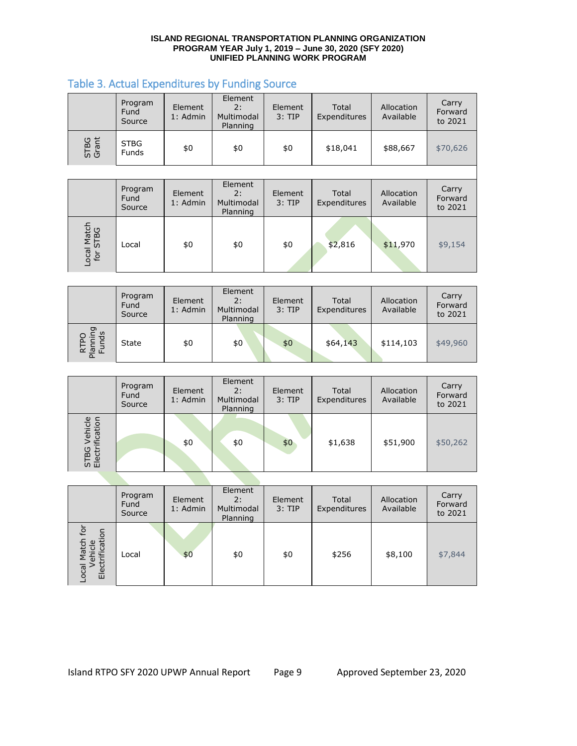ISLAND REGIONAL TRANSPORTATION PLANNING ORGANIZATION
PROGRAM YEAR July 1, 2019 – June 30, 2020 (SFY 2020)
UNIFIED PLANNING WORK PROGRAM

## Table 3. Actual Expenditures by Funding Source

| | Program Fund Source | Element 1: Admin | Element 2: Multimodal Planning | Element 3: TIP | Total Expenditures | Allocation Available | Carry Forward to 2021 |
|---|---|---|---|---|---|---|---|
| STBG Grant | STBG Funds | $0 | $0 | $0 | $18,041 | $88,667 | $70,626 |

| | Program Fund Source | Element 1: Admin | Element 2: Multimodal Planning | Element 3: TIP | Total Expenditures | Allocation Available | Carry Forward to 2021 |
|---|---|---|---|---|---|---|---|
| Local Match for STBG | Local | $0 | $0 | $0 | $2,816 | $11,970 | $9,154 |

| | Program Fund Source | Element 1: Admin | Element 2: Multimodal Planning | Element 3: TIP | Total Expenditures | Allocation Available | Carry Forward to 2021 |
|---|---|---|---|---|---|---|---|
| RTPO Planning Funds | State | $0 | $0 | $0 | $64,143 | $114,103 | $49,960 |

| | Program Fund Source | Element 1: Admin | Element 2: Multimodal Planning | Element 3: TIP | Total Expenditures | Allocation Available | Carry Forward to 2021 |
|---|---|---|---|---|---|---|---|
| STBG Vehicle Electrification | | $0 | $0 | $0 | $1,638 | $51,900 | $50,262 |

| | Program Fund Source | Element 1: Admin | Element 2: Multimodal Planning | Element 3: TIP | Total Expenditures | Allocation Available | Carry Forward to 2021 |
|---|---|---|---|---|---|---|---|
| Local Match for Vehicle Electrification | Local | $0 | $0 | $0 | $256 | $8,100 | $7,844 |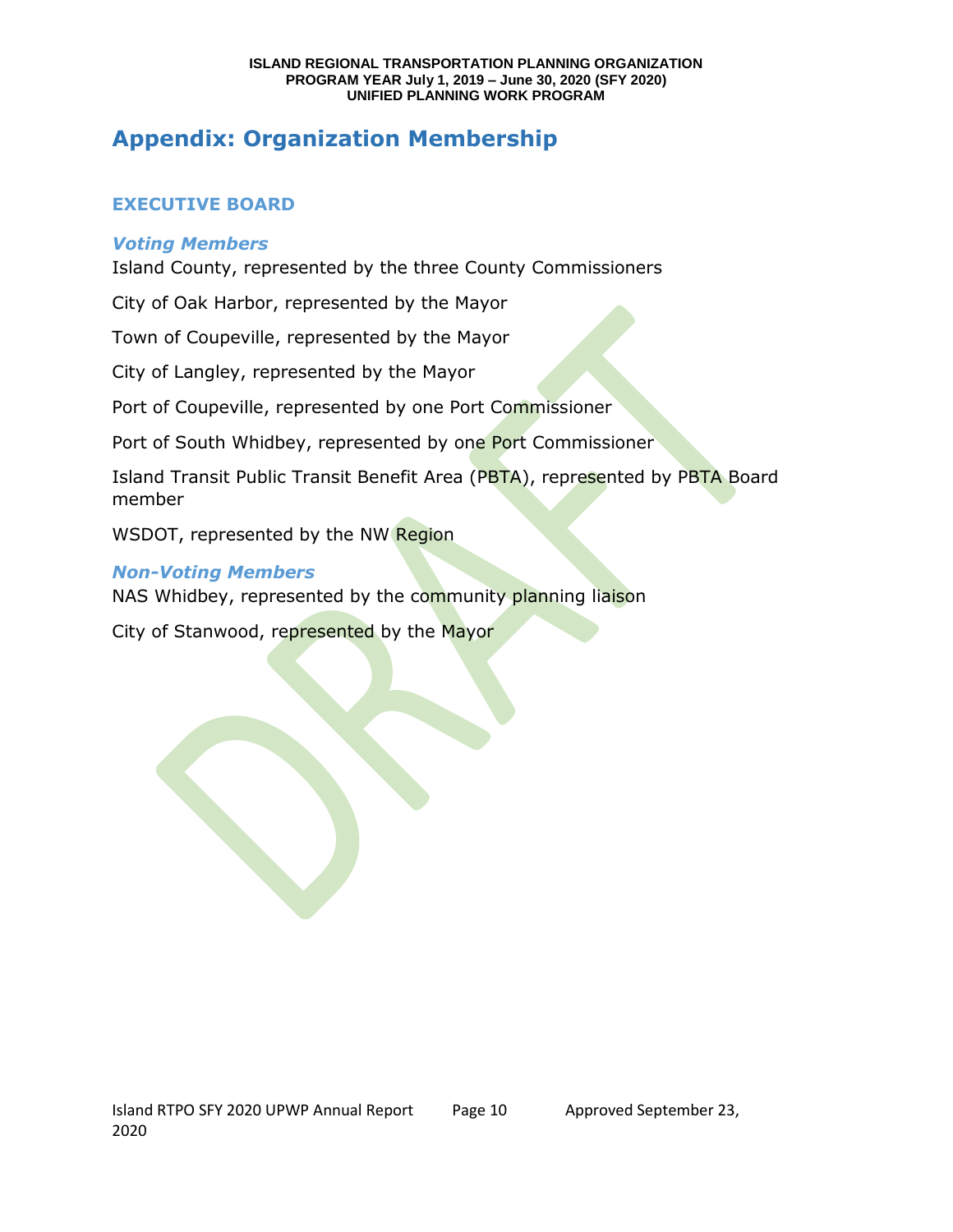# Appendix: Organization Membership

## EXECUTIVE BOARD

### *Voting Members*

Island County, represented by the three County Commissioners

City of Oak Harbor, represented by the Mayor

Town of Coupeville, represented by the Mayor

City of Langley, represented by the Mayor

Port of Coupeville, represented by one Port Commissioner

Port of South Whidbey, represented by one Port Commissioner

Island Transit Public Transit Benefit Area (PBTA), represented by PBTA Board member

WSDOT, represented by the NW Region

### *Non-Voting Members*

NAS Whidbey, represented by the community planning liaison

City of Stanwood, represented by the Mayor